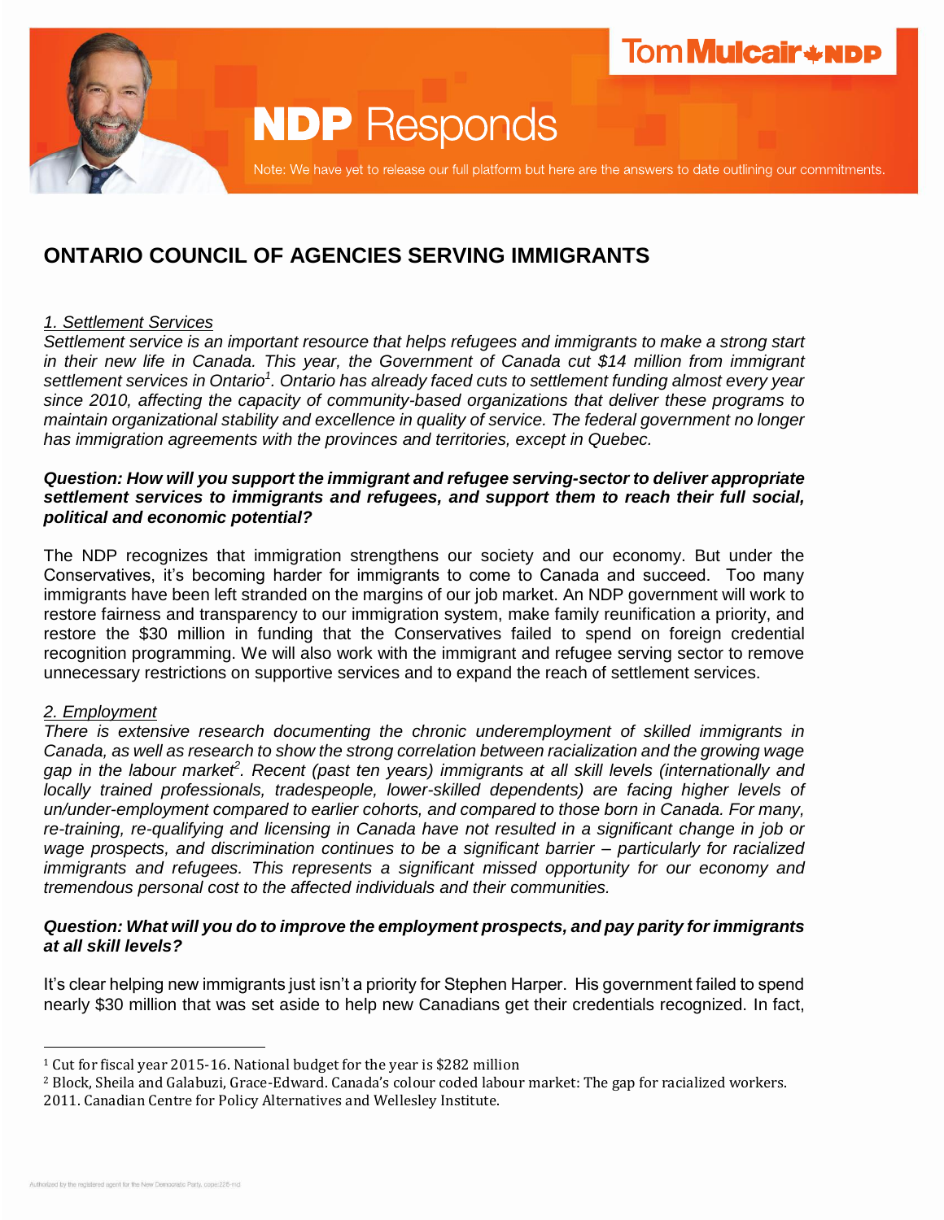# NDP Responds

Note: We have yet to release our full platform but here are the answers to date outlining our commitments.

## ONTARIO COUNCIL OF AGENCIES SERVING IMMIGRANTS

*1. Settlement Services*

*Settlement service is an important resource that helps refugees and immigrants to make a strong start in their new life in Canada. This year, the Government of Canada cut $14 million from immigrant settlement services in Ontario[1]. Ontario has already faced cuts to settlement funding almost every year since 2010, affecting the capacity of community-based organizations that deliver these programs to maintain organizational stability and excellence in quality of service. The federal government no longer has immigration agreements with the provinces and territories, except in Quebec.*

***Question: How will you support the immigrant and refugee serving-sector to deliver appropriate settlement services to immigrants and refugees, and support them to reach their full social, political and economic potential?***

The NDP recognizes that immigration strengthens our society and our economy. But under the Conservatives, it's becoming harder for immigrants to come to Canada and succeed. Too many immigrants have been left stranded on the margins of our job market. An NDP government will work to restore fairness and transparency to our immigration system, make family reunification a priority, and restore the $30 million in funding that the Conservatives failed to spend on foreign credential recognition programming. We will also work with the immigrant and refugee serving sector to remove unnecessary restrictions on supportive services and to expand the reach of settlement services.

*2. Employment*

*There is extensive research documenting the chronic underemployment of skilled immigrants in Canada, as well as research to show the strong correlation between racialization and the growing wage gap in the labour market[2]. Recent (past ten years) immigrants at all skill levels (internationally and locally trained professionals, tradespeople, lower-skilled dependents) are facing higher levels of un/under-employment compared to earlier cohorts, and compared to those born in Canada. For many, re-training, re-qualifying and licensing in Canada have not resulted in a significant change in job or wage prospects, and discrimination continues to be a significant barrier – particularly for racialized immigrants and refugees. This represents a significant missed opportunity for our economy and tremendous personal cost to the affected individuals and their communities.*

***Question: What will you do to improve the employment prospects, and pay parity for immigrants at all skill levels?***

It's clear helping new immigrants just isn't a priority for Stephen Harper. His government failed to spend nearly $30 million that was set aside to help new Canadians get their credentials recognized. In fact,

[1] Cut for fiscal year 2015-16. National budget for the year is $282 million

[2] Block, Sheila and Galabuzi, Grace-Edward. Canada's colour coded labour market: The gap for racialized workers. 2011. Canadian Centre for Policy Alternatives and Wellesley Institute.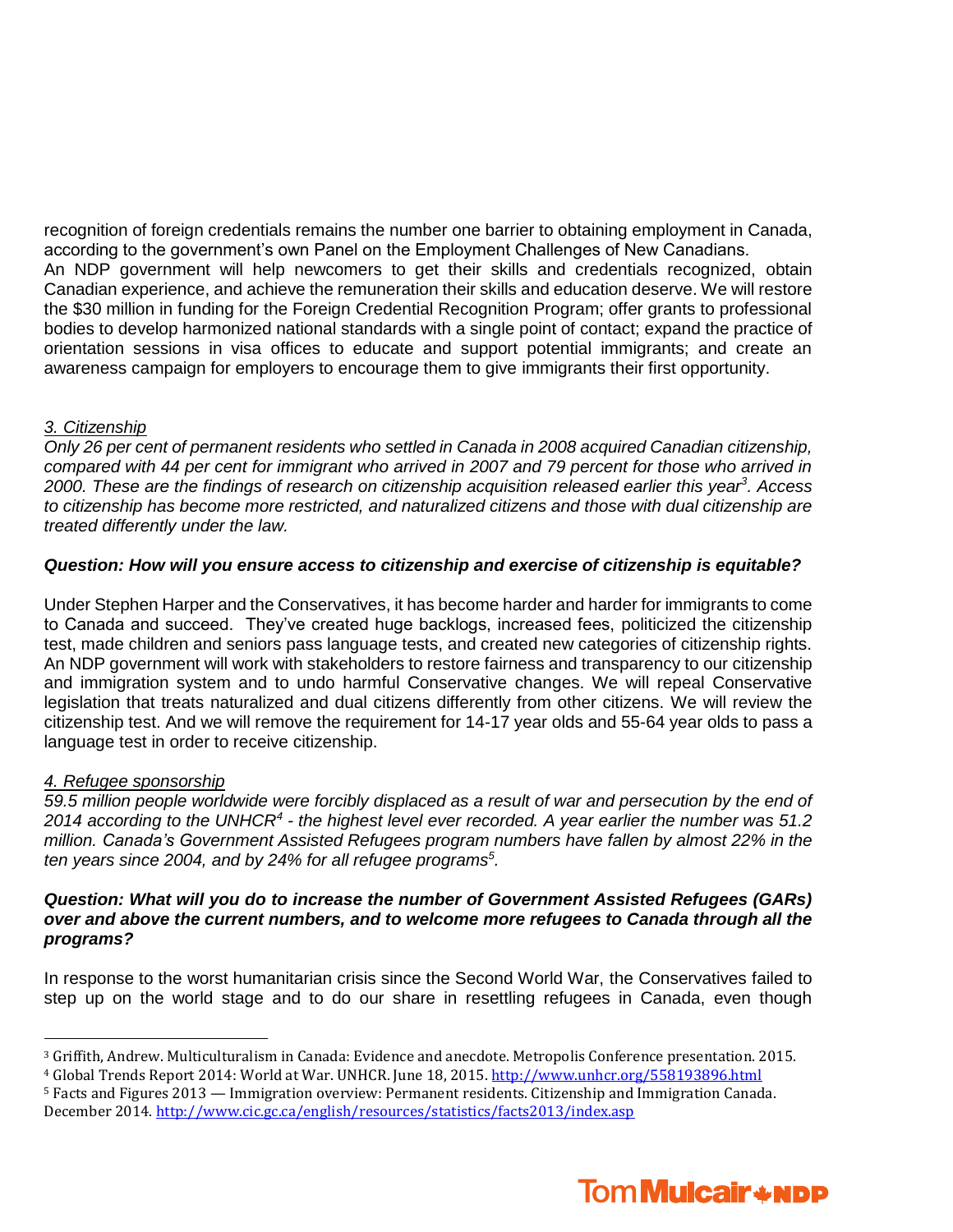recognition of foreign credentials remains the number one barrier to obtaining employment in Canada, according to the government's own Panel on the Employment Challenges of New Canadians.

An NDP government will help newcomers to get their skills and credentials recognized, obtain Canadian experience, and achieve the remuneration their skills and education deserve. We will restore the $30 million in funding for the Foreign Credential Recognition Program; offer grants to professional bodies to develop harmonized national standards with a single point of contact; expand the practice of orientation sessions in visa offices to educate and support potential immigrants; and create an awareness campaign for employers to encourage them to give immigrants their first opportunity.

*3. Citizenship*

*Only 26 per cent of permanent residents who settled in Canada in 2008 acquired Canadian citizenship, compared with 44 per cent for immigrant who arrived in 2007 and 79 percent for those who arrived in 2000. These are the findings of research on citizenship acquisition released earlier this year[3]. Access to citizenship has become more restricted, and naturalized citizens and those with dual citizenship are treated differently under the law.*

***Question: How will you ensure access to citizenship and exercise of citizenship is equitable?***

Under Stephen Harper and the Conservatives, it has become harder and harder for immigrants to come to Canada and succeed. They've created huge backlogs, increased fees, politicized the citizenship test, made children and seniors pass language tests, and created new categories of citizenship rights. An NDP government will work with stakeholders to restore fairness and transparency to our citizenship and immigration system and to undo harmful Conservative changes. We will repeal Conservative legislation that treats naturalized and dual citizens differently from other citizens. We will review the citizenship test. And we will remove the requirement for 14-17 year olds and 55-64 year olds to pass a language test in order to receive citizenship.

*4. Refugee sponsorship*

*59.5 million people worldwide were forcibly displaced as a result of war and persecution by the end of 2014 according to the UNHCR[4] - the highest level ever recorded. A year earlier the number was 51.2 million. Canada's Government Assisted Refugees program numbers have fallen by almost 22% in the ten years since 2004, and by 24% for all refugee programs[5].*

***Question: What will you do to increase the number of Government Assisted Refugees (GARs) over and above the current numbers, and to welcome more refugees to Canada through all the programs?***

In response to the worst humanitarian crisis since the Second World War, the Conservatives failed to step up on the world stage and to do our share in resettling refugees in Canada, even though

---

[3] Griffith, Andrew. Multiculturalism in Canada: Evidence and anecdote. Metropolis Conference presentation. 2015.

[4] Global Trends Report 2014: World at War. UNHCR. June 18, 2015. http://www.unhcr.org/558193896.html

[5] Facts and Figures 2013 — Immigration overview: Permanent residents. Citizenship and Immigration Canada. December 2014. http://www.cic.gc.ca/english/resources/statistics/facts2013/index.asp

Tom Mulcair NDP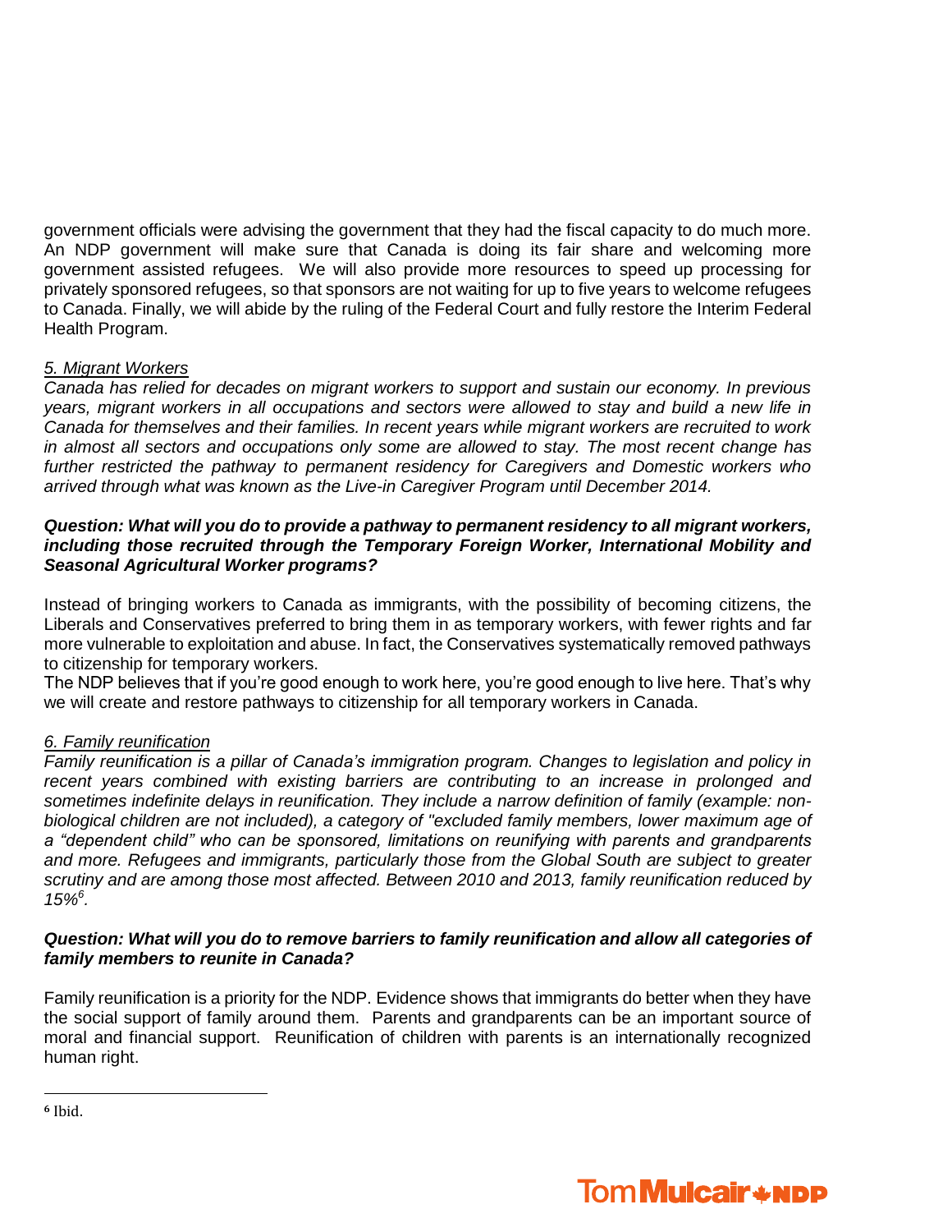government officials were advising the government that they had the fiscal capacity to do much more. An NDP government will make sure that Canada is doing its fair share and welcoming more government assisted refugees. We will also provide more resources to speed up processing for privately sponsored refugees, so that sponsors are not waiting for up to five years to welcome refugees to Canada. Finally, we will abide by the ruling of the Federal Court and fully restore the Interim Federal Health Program.

*5. Migrant Workers*

*Canada has relied for decades on migrant workers to support and sustain our economy. In previous years, migrant workers in all occupations and sectors were allowed to stay and build a new life in Canada for themselves and their families. In recent years while migrant workers are recruited to work in almost all sectors and occupations only some are allowed to stay. The most recent change has further restricted the pathway to permanent residency for Caregivers and Domestic workers who arrived through what was known as the Live-in Caregiver Program until December 2014.*

***Question: What will you do to provide a pathway to permanent residency to all migrant workers, including those recruited through the Temporary Foreign Worker, International Mobility and Seasonal Agricultural Worker programs?***

Instead of bringing workers to Canada as immigrants, with the possibility of becoming citizens, the Liberals and Conservatives preferred to bring them in as temporary workers, with fewer rights and far more vulnerable to exploitation and abuse. In fact, the Conservatives systematically removed pathways to citizenship for temporary workers.

The NDP believes that if you're good enough to work here, you're good enough to live here. That's why we will create and restore pathways to citizenship for all temporary workers in Canada.

*6. Family reunification*

*Family reunification is a pillar of Canada's immigration program. Changes to legislation and policy in recent years combined with existing barriers are contributing to an increase in prolonged and sometimes indefinite delays in reunification. They include a narrow definition of family (example: non-biological children are not included), a category of "excluded family members, lower maximum age of a "dependent child" who can be sponsored, limitations on reunifying with parents and grandparents and more. Refugees and immigrants, particularly those from the Global South are subject to greater scrutiny and are among those most affected. Between 2010 and 2013, family reunification reduced by 15%[6].*

***Question: What will you do to remove barriers to family reunification and allow all categories of family members to reunite in Canada?***

Family reunification is a priority for the NDP. Evidence shows that immigrants do better when they have the social support of family around them. Parents and grandparents can be an important source of moral and financial support. Reunification of children with parents is an internationally recognized human right.

---

[6] Ibid.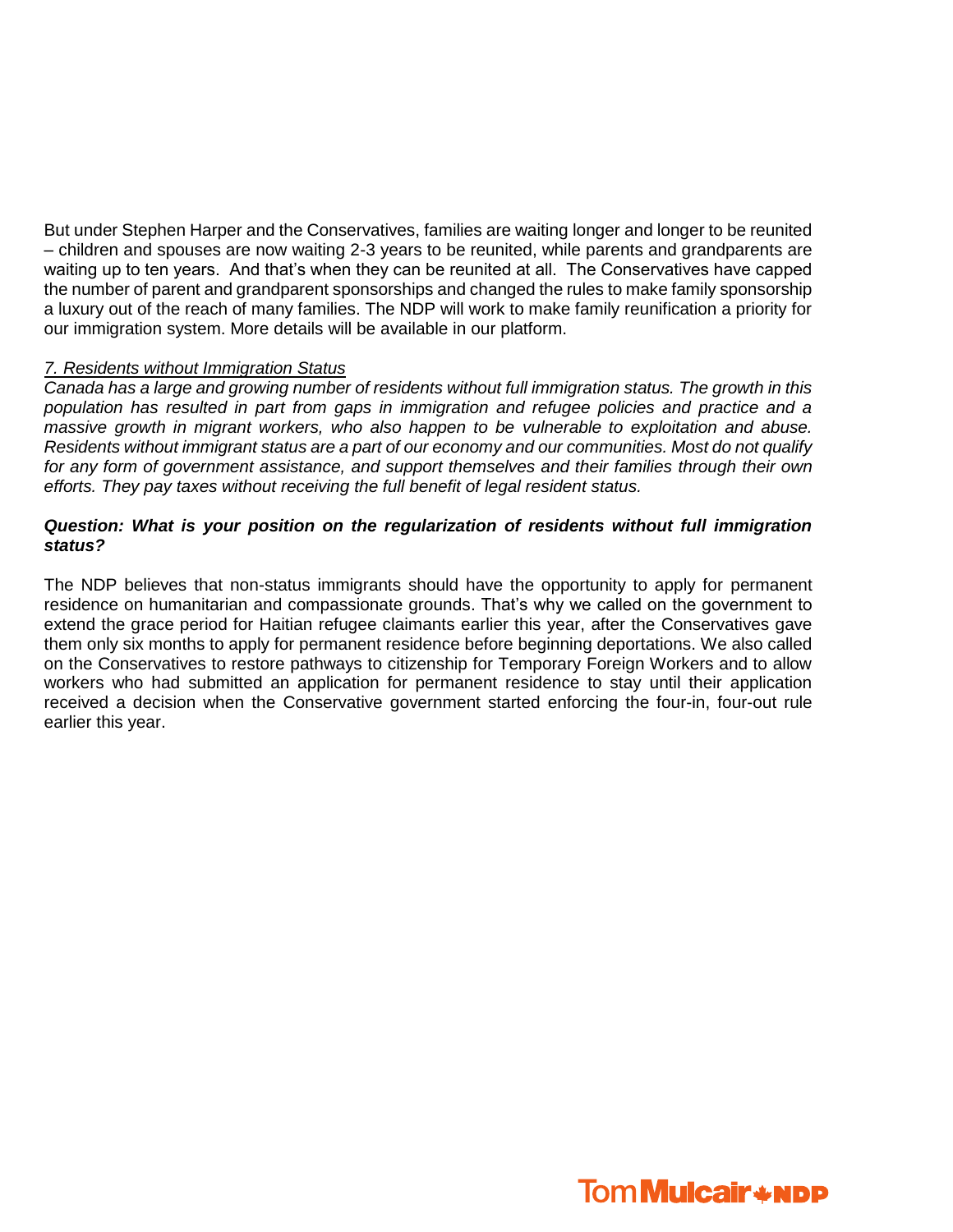But under Stephen Harper and the Conservatives, families are waiting longer and longer to be reunited – children and spouses are now waiting 2-3 years to be reunited, while parents and grandparents are waiting up to ten years. And that's when they can be reunited at all. The Conservatives have capped the number of parent and grandparent sponsorships and changed the rules to make family sponsorship a luxury out of the reach of many families. The NDP will work to make family reunification a priority for our immigration system. More details will be available in our platform.

*7. Residents without Immigration Status*

*Canada has a large and growing number of residents without full immigration status. The growth in this population has resulted in part from gaps in immigration and refugee policies and practice and a massive growth in migrant workers, who also happen to be vulnerable to exploitation and abuse. Residents without immigrant status are a part of our economy and our communities. Most do not qualify for any form of government assistance, and support themselves and their families through their own efforts. They pay taxes without receiving the full benefit of legal resident status.*

***Question: What is your position on the regularization of residents without full immigration status?***

The NDP believes that non-status immigrants should have the opportunity to apply for permanent residence on humanitarian and compassionate grounds. That's why we called on the government to extend the grace period for Haitian refugee claimants earlier this year, after the Conservatives gave them only six months to apply for permanent residence before beginning deportations. We also called on the Conservatives to restore pathways to citizenship for Temporary Foreign Workers and to allow workers who had submitted an application for permanent residence to stay until their application received a decision when the Conservative government started enforcing the four-in, four-out rule earlier this year.